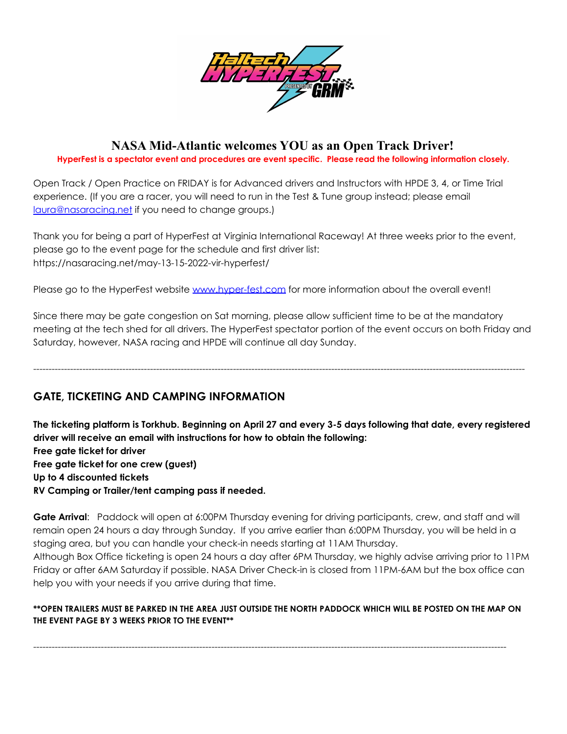## NASA Mid-Atlantic welcomes YOU as an Open Track Driver!

**HyperFest is a spectator event and procedures are event specific. Please read the following information closely.**

Open Track / Open Practice on FRIDAY is for Advanced drivers and Instructors with HPDE 3, 4, or Time Trial experience. (If you are a racer, you will need to run in the Test & Tune group instead; please email laura@nasaracing.net if you need to change groups.)

Thank you for being a part of HyperFest at Virginia International Raceway! At three weeks prior to the event, please go to the event page for the schedule and first driver list: https://nasaracing.net/may-13-15-2022-vir-hyperfest/

Please go to the HyperFest website www.hyper-fest.com for more information about the overall event!

Since there may be gate congestion on Sat morning, please allow sufficient time to be at the mandatory meeting at the tech shed for all drivers. The HyperFest spectator portion of the event occurs on both Friday and Saturday, however, NASA racing and HPDE will continue all day Sunday.

---

## GATE, TICKETING AND CAMPING INFORMATION

**The ticketing platform is Torkhub. Beginning on April 27 and every 3-5 days following that date, every registered driver will receive an email with instructions for how to obtain the following:**
**Free gate ticket for driver**
**Free gate ticket for one crew (guest)**
**Up to 4 discounted tickets**
**RV Camping or Trailer/tent camping pass if needed.**

**Gate Arrival**: Paddock will open at 6:00PM Thursday evening for driving participants, crew, and staff and will remain open 24 hours a day through Sunday. If you arrive earlier than 6:00PM Thursday, you will be held in a staging area, but you can handle your check-in needs starting at 11AM Thursday.
Although Box Office ticketing is open 24 hours a day after 6PM Thursday, we highly advise arriving prior to 11PM Friday or after 6AM Saturday if possible. NASA Driver Check-in is closed from 11PM-6AM but the box office can help you with your needs if you arrive during that time.

**\*\*OPEN TRAILERS MUST BE PARKED IN THE AREA JUST OUTSIDE THE NORTH PADDOCK WHICH WILL BE POSTED ON THE MAP ON THE EVENT PAGE BY 3 WEEKS PRIOR TO THE EVENT\*\***

---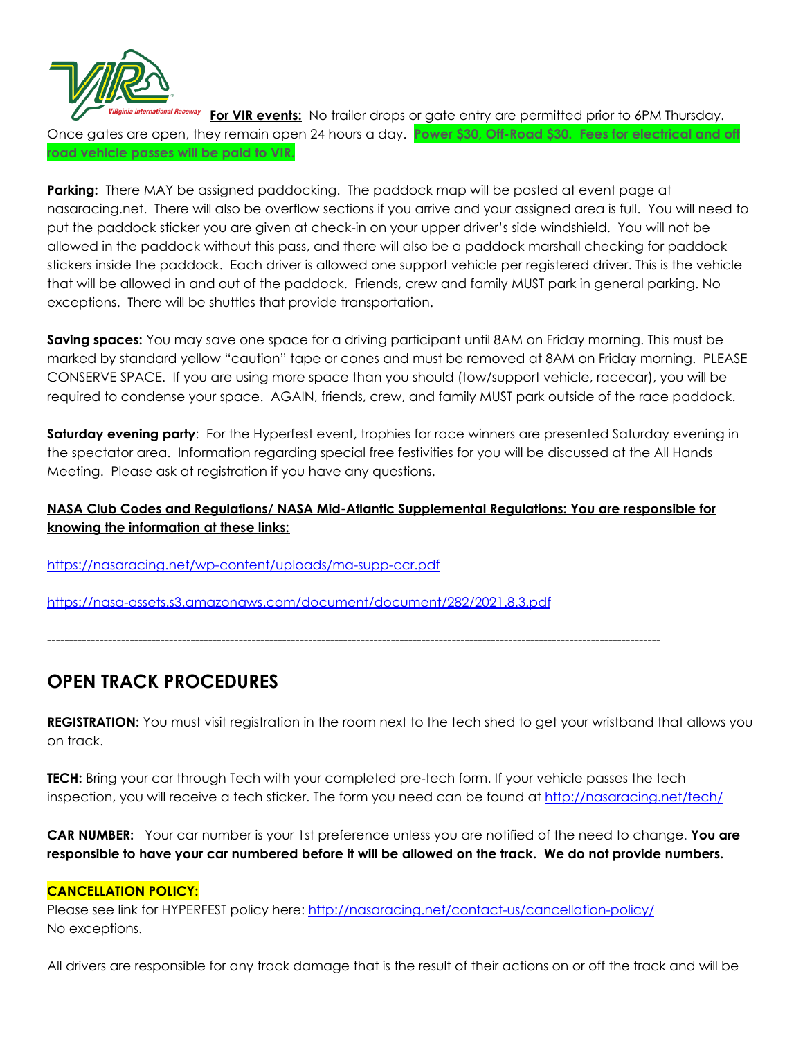**For VIR events:** No trailer drops or gate entry are permitted prior to 6PM Thursday. Once gates are open, they remain open 24 hours a day. **Power $30, Off-Road $30. Fees for electrical and off road vehicle passes will be paid to VIR.**

**Parking:** There MAY be assigned paddocking. The paddock map will be posted at event page at nasaracing.net. There will also be overflow sections if you arrive and your assigned area is full. You will need to put the paddock sticker you are given at check-in on your upper driver's side windshield. You will not be allowed in the paddock without this pass, and there will also be a paddock marshall checking for paddock stickers inside the paddock. Each driver is allowed one support vehicle per registered driver. This is the vehicle that will be allowed in and out of the paddock. Friends, crew and family MUST park in general parking. No exceptions. There will be shuttles that provide transportation.

**Saving spaces:** You may save one space for a driving participant until 8AM on Friday morning. This must be marked by standard yellow "caution" tape or cones and must be removed at 8AM on Friday morning. PLEASE CONSERVE SPACE. If you are using more space than you should (tow/support vehicle, racecar), you will be required to condense your space. AGAIN, friends, crew, and family MUST park outside of the race paddock.

**Saturday evening party**: For the Hyperfest event, trophies for race winners are presented Saturday evening in the spectator area. Information regarding special free festivities for you will be discussed at the All Hands Meeting. Please ask at registration if you have any questions.

**NASA Club Codes and Regulations/ NASA Mid-Atlantic Supplemental Regulations: You are responsible for knowing the information at these links:**

https://nasaracing.net/wp-content/uploads/ma-supp-ccr.pdf

https://nasa-assets.s3.amazonaws.com/document/document/282/2021.8.3.pdf

---

## OPEN TRACK PROCEDURES

**REGISTRATION:** You must visit registration in the room next to the tech shed to get your wristband that allows you on track.

**TECH:** Bring your car through Tech with your completed pre-tech form. If your vehicle passes the tech inspection, you will receive a tech sticker. The form you need can be found at http://nasaracing.net/tech/

**CAR NUMBER:** Your car number is your 1st preference unless you are notified of the need to change. **You are responsible to have your car numbered before it will be allowed on the track. We do not provide numbers.**

**CANCELLATION POLICY:**
Please see link for HYPERFEST policy here: http://nasaracing.net/contact-us/cancellation-policy/
No exceptions.

All drivers are responsible for any track damage that is the result of their actions on or off the track and will be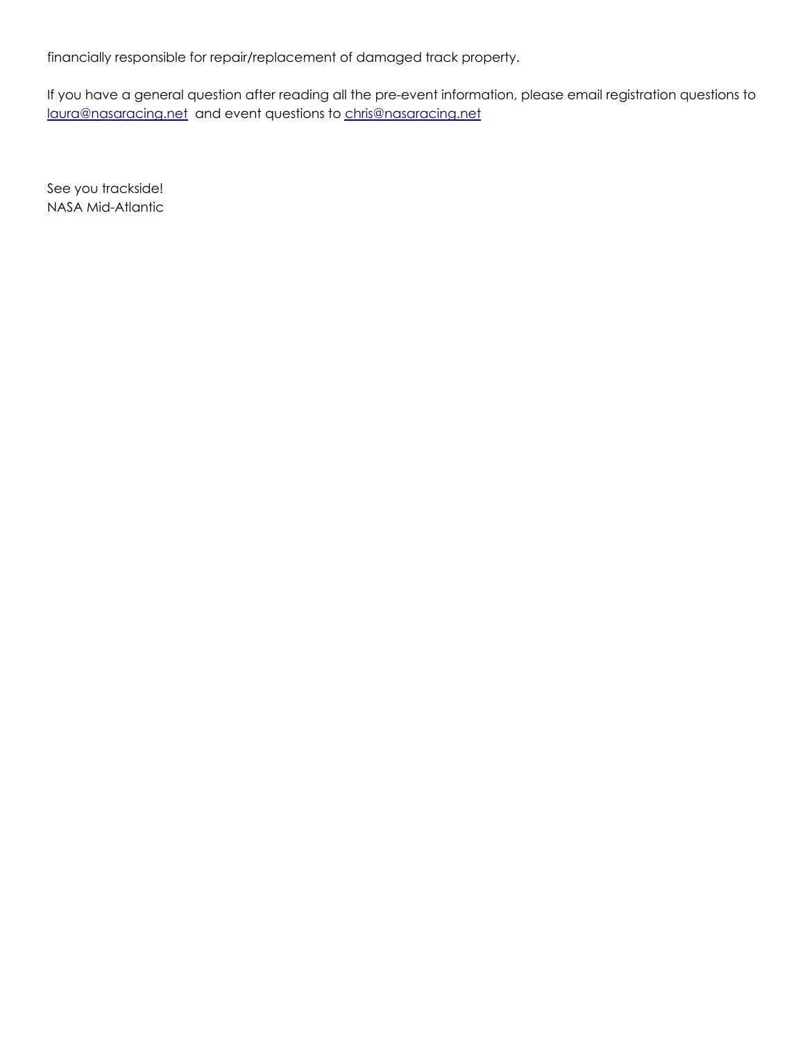financially responsible for repair/replacement of damaged track property.

If you have a general question after reading all the pre-event information, please email registration questions to laura@nasaracing.net and event questions to chris@nasaracing.net

See you trackside!
NASA Mid-Atlantic